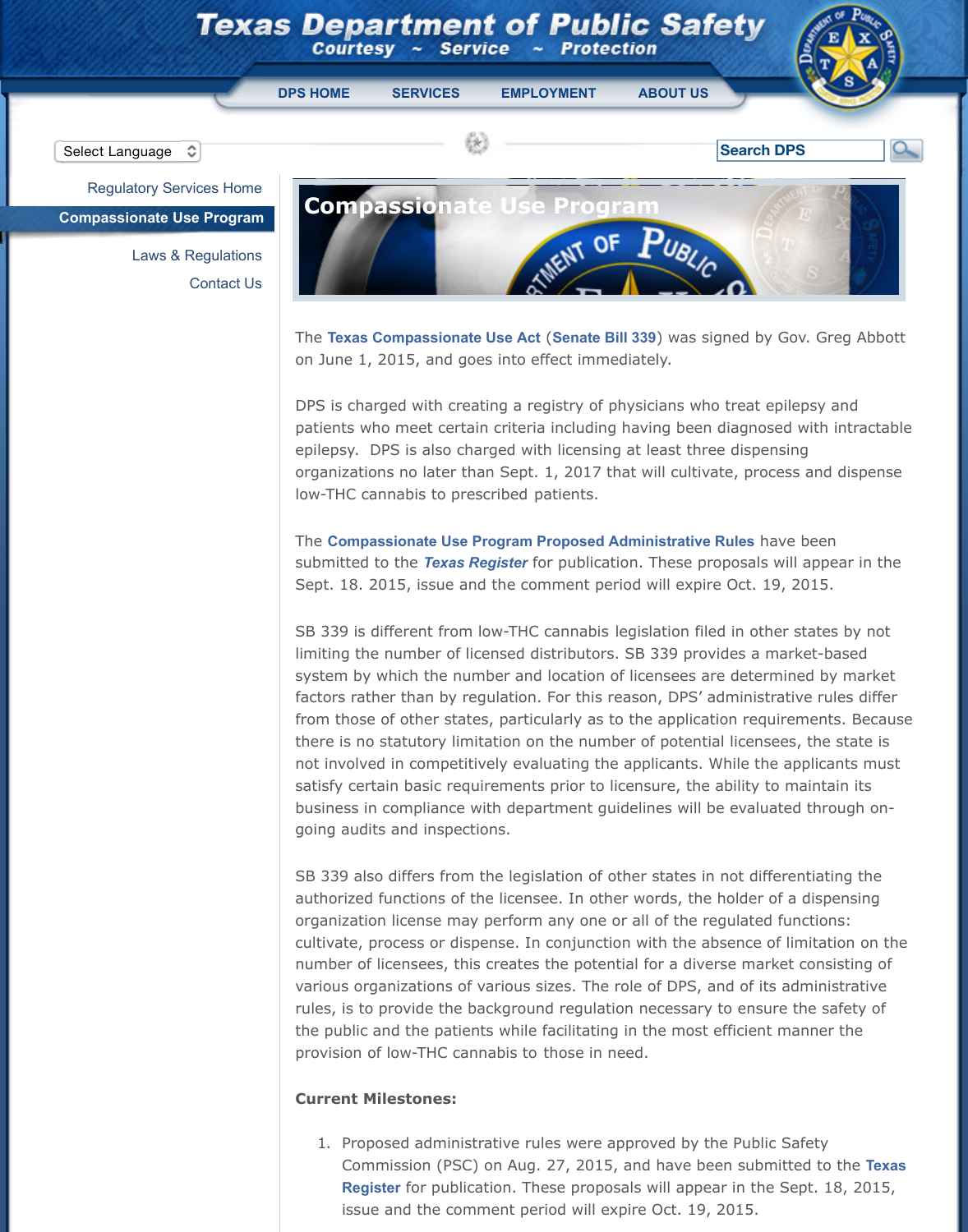# Texas Department of Public Safety

Courtesy ~ Service ~ Protection

DPS HOME | SERVICES | EMPLOYMENT | ABOUT US

Select Language

Search DPS

- Regulatory Services Home
- **Compassionate Use Program**
- Laws & Regulations
- Contact Us

## Compassionate Use Program

The **Texas Compassionate Use Act** (**Senate Bill 339**) was signed by Gov. Greg Abbott on June 1, 2015, and goes into effect immediately.

DPS is charged with creating a registry of physicians who treat epilepsy and patients who meet certain criteria including having been diagnosed with intractable epilepsy. DPS is also charged with licensing at least three dispensing organizations no later than Sept. 1, 2017 that will cultivate, process and dispense low-THC cannabis to prescribed patients.

The **Compassionate Use Program Proposed Administrative Rules** have been submitted to the ***Texas Register*** for publication. These proposals will appear in the Sept. 18. 2015, issue and the comment period will expire Oct. 19, 2015.

SB 339 is different from low-THC cannabis legislation filed in other states by not limiting the number of licensed distributors. SB 339 provides a market-based system by which the number and location of licensees are determined by market factors rather than by regulation. For this reason, DPS' administrative rules differ from those of other states, particularly as to the application requirements. Because there is no statutory limitation on the number of potential licensees, the state is not involved in competitively evaluating the applicants. While the applicants must satisfy certain basic requirements prior to licensure, the ability to maintain its business in compliance with department guidelines will be evaluated through on-going audits and inspections.

SB 339 also differs from the legislation of other states in not differentiating the authorized functions of the licensee. In other words, the holder of a dispensing organization license may perform any one or all of the regulated functions: cultivate, process or dispense. In conjunction with the absence of limitation on the number of licensees, this creates the potential for a diverse market consisting of various organizations of various sizes. The role of DPS, and of its administrative rules, is to provide the background regulation necessary to ensure the safety of the public and the patients while facilitating in the most efficient manner the provision of low-THC cannabis to those in need.

**Current Milestones:**

1. Proposed administrative rules were approved by the Public Safety Commission (PSC) on Aug. 27, 2015, and have been submitted to the **Texas Register** for publication. These proposals will appear in the Sept. 18, 2015, issue and the comment period will expire Oct. 19, 2015.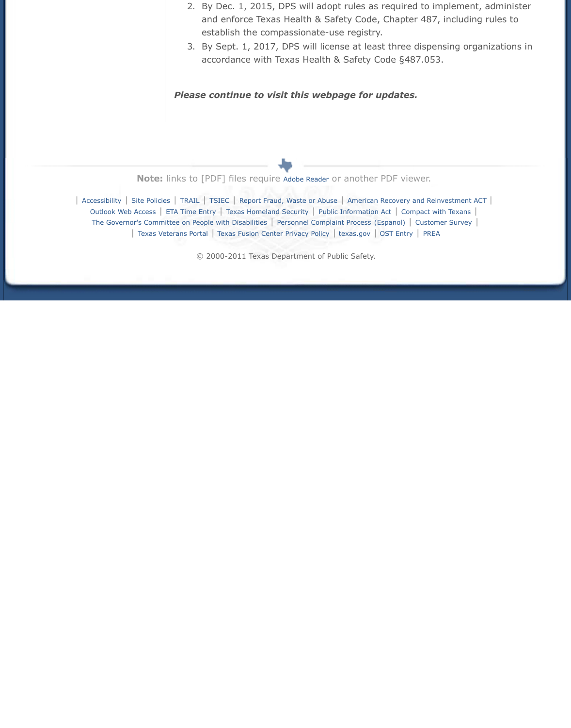2. By Dec. 1, 2015, DPS will adopt rules as required to implement, administer and enforce Texas Health & Safety Code, Chapter 487, including rules to establish the compassionate-use registry.
3. By Sept. 1, 2017, DPS will license at least three dispensing organizations in accordance with Texas Health & Safety Code §487.053.

***Please continue to visit this webpage for updates.***

**Note:** links to [PDF] files require Adobe Reader or another PDF viewer.

| Accessibility | Site Policies | TRAIL | TSIEC | Report Fraud, Waste or Abuse | American Recovery and Reinvestment ACT | Outlook Web Access | ETA Time Entry | Texas Homeland Security | Public Information Act | Compact with Texans | The Governor's Committee on People with Disabilities | Personnel Complaint Process (Espanol) | Customer Survey | | Texas Veterans Portal | Texas Fusion Center Privacy Policy | texas.gov | OST Entry | PREA

© 2000-2011 Texas Department of Public Safety.